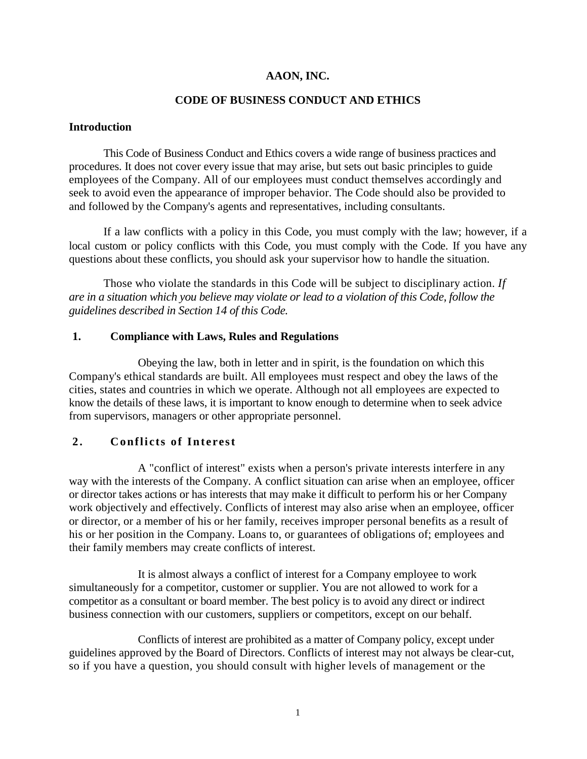# AAON, INC.

## CODE OF BUSINESS CONDUCT AND ETHICS

### Introduction

This Code of Business Conduct and Ethics covers a wide range of business practices and procedures. It does not cover every issue that may arise, but sets out basic principles to guide employees of the Company. All of our employees must conduct themselves accordingly and seek to avoid even the appearance of improper behavior. The Code should also be provided to and followed by the Company's agents and representatives, including consultants.

If a law conflicts with a policy in this Code, you must comply with the law; however, if a local custom or policy conflicts with this Code, you must comply with the Code. If you have any questions about these conflicts, you should ask your supervisor how to handle the situation.

Those who violate the standards in this Code will be subject to disciplinary action. *If are in a situation which you believe may violate or lead to a violation of this Code, follow the guidelines described in Section 14 of this Code.*

### 1. Compliance with Laws, Rules and Regulations

Obeying the law, both in letter and in spirit, is the foundation on which this Company's ethical standards are built. All employees must respect and obey the laws of the cities, states and countries in which we operate. Although not all employees are expected to know the details of these laws, it is important to know enough to determine when to seek advice from supervisors, managers or other appropriate personnel.

### 2. Conflicts of Interest

A "conflict of interest" exists when a person's private interests interfere in any way with the interests of the Company. A conflict situation can arise when an employee, officer or director takes actions or has interests that may make it difficult to perform his or her Company work objectively and effectively. Conflicts of interest may also arise when an employee, officer or director, or a member of his or her family, receives improper personal benefits as a result of his or her position in the Company. Loans to, or guarantees of obligations of; employees and their family members may create conflicts of interest.

It is almost always a conflict of interest for a Company employee to work simultaneously for a competitor, customer or supplier. You are not allowed to work for a competitor as a consultant or board member. The best policy is to avoid any direct or indirect business connection with our customers, suppliers or competitors, except on our behalf.

Conflicts of interest are prohibited as a matter of Company policy, except under guidelines approved by the Board of Directors. Conflicts of interest may not always be clear-cut, so if you have a question, you should consult with higher levels of management or the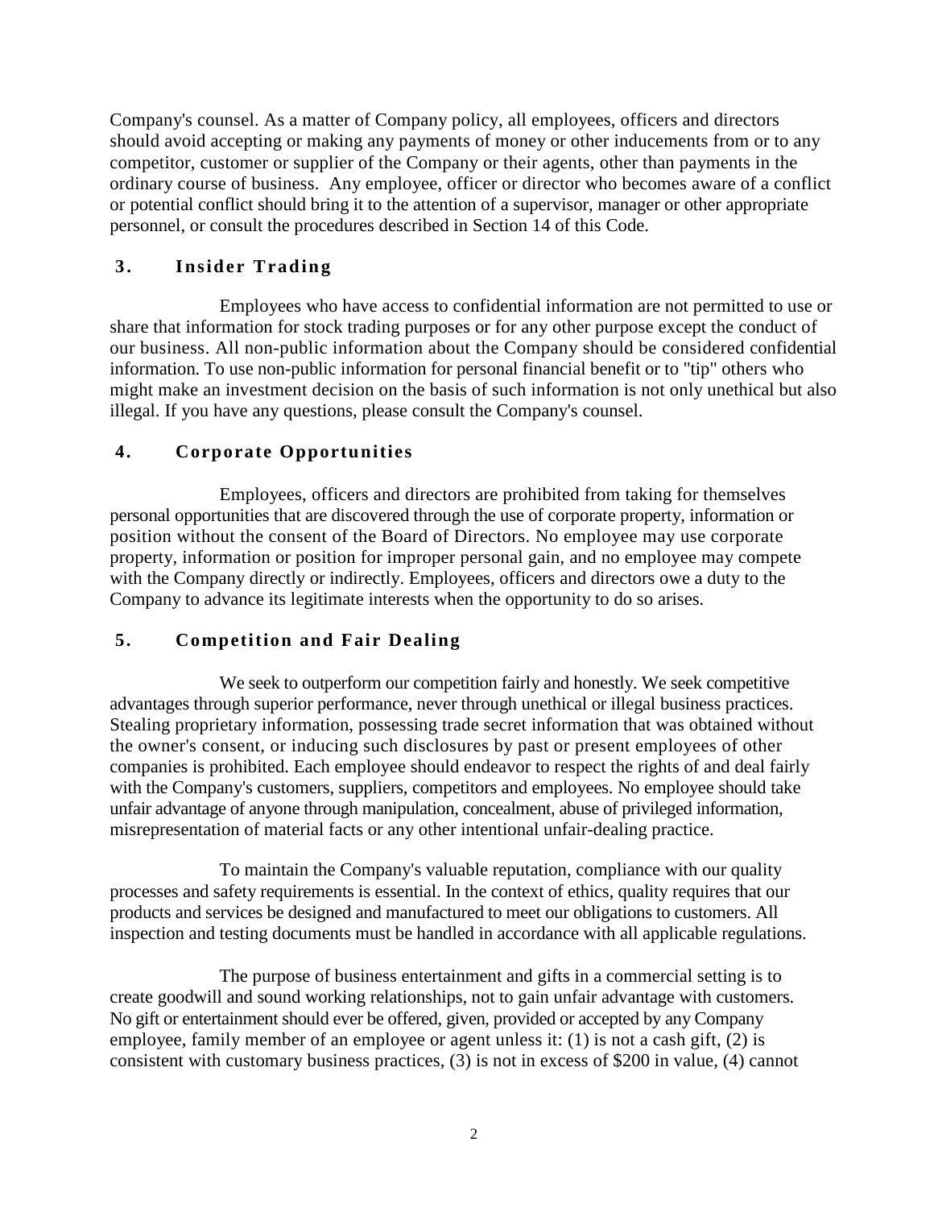Company's counsel. As a matter of Company policy, all employees, officers and directors should avoid accepting or making any payments of money or other inducements from or to any competitor, customer or supplier of the Company or their agents, other than payments in the ordinary course of business. Any employee, officer or director who becomes aware of a conflict or potential conflict should bring it to the attention of a supervisor, manager or other appropriate personnel, or consult the procedures described in Section 14 of this Code.

## 3. Insider Trading

Employees who have access to confidential information are not permitted to use or share that information for stock trading purposes or for any other purpose except the conduct of our business. All non-public information about the Company should be considered confidential information. To use non-public information for personal financial benefit or to "tip" others who might make an investment decision on the basis of such information is not only unethical but also illegal. If you have any questions, please consult the Company's counsel.

## 4. Corporate Opportunities

Employees, officers and directors are prohibited from taking for themselves personal opportunities that are discovered through the use of corporate property, information or position without the consent of the Board of Directors. No employee may use corporate property, information or position for improper personal gain, and no employee may compete with the Company directly or indirectly. Employees, officers and directors owe a duty to the Company to advance its legitimate interests when the opportunity to do so arises.

## 5. Competition and Fair Dealing

We seek to outperform our competition fairly and honestly. We seek competitive advantages through superior performance, never through unethical or illegal business practices. Stealing proprietary information, possessing trade secret information that was obtained without the owner's consent, or inducing such disclosures by past or present employees of other companies is prohibited. Each employee should endeavor to respect the rights of and deal fairly with the Company's customers, suppliers, competitors and employees. No employee should take unfair advantage of anyone through manipulation, concealment, abuse of privileged information, misrepresentation of material facts or any other intentional unfair-dealing practice.

To maintain the Company's valuable reputation, compliance with our quality processes and safety requirements is essential. In the context of ethics, quality requires that our products and services be designed and manufactured to meet our obligations to customers. All inspection and testing documents must be handled in accordance with all applicable regulations.

The purpose of business entertainment and gifts in a commercial setting is to create goodwill and sound working relationships, not to gain unfair advantage with customers. No gift or entertainment should ever be offered, given, provided or accepted by any Company employee, family member of an employee or agent unless it: (1) is not a cash gift, (2) is consistent with customary business practices, (3) is not in excess of $200 in value, (4) cannot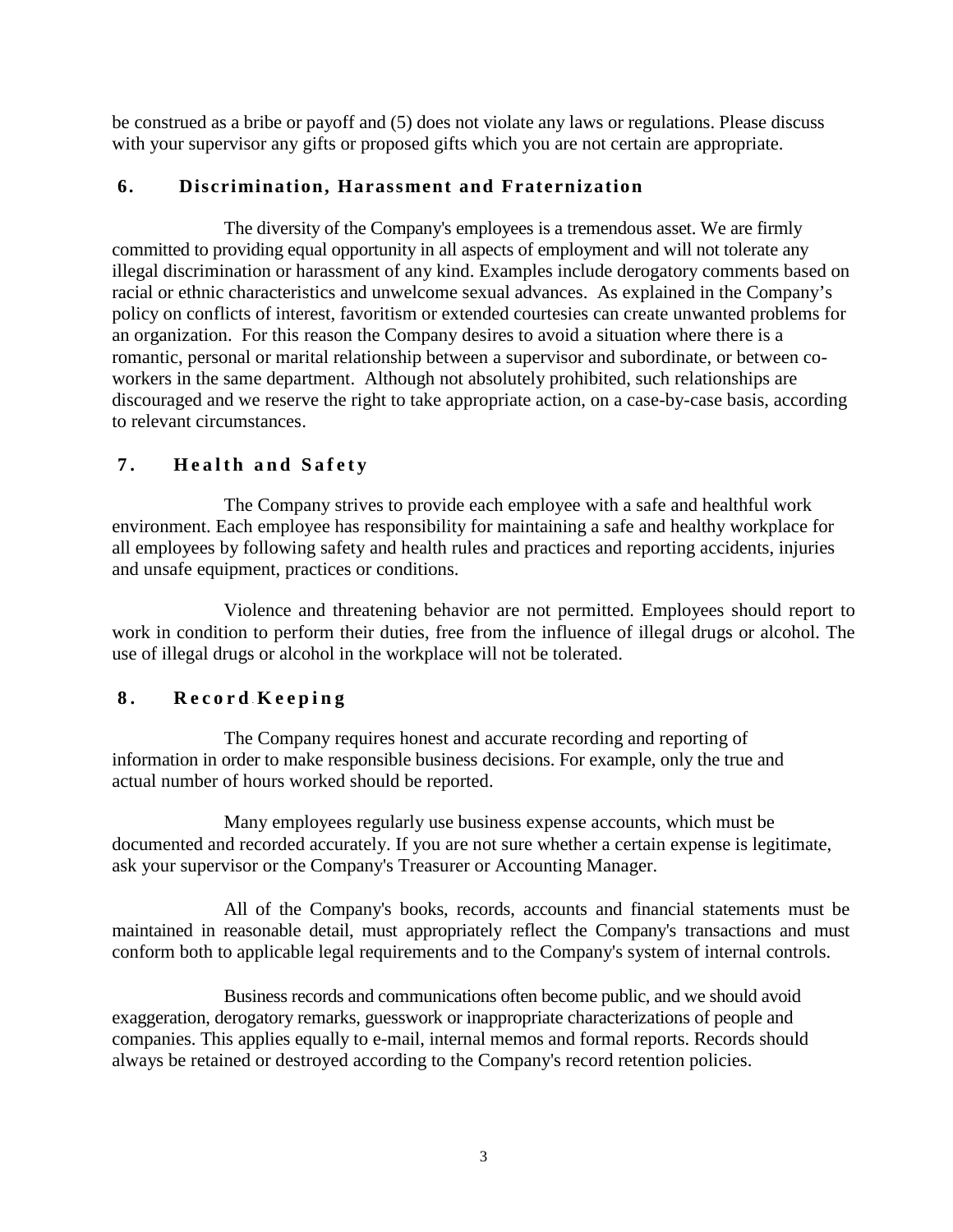be construed as a bribe or payoff and (5) does not violate any laws or regulations. Please discuss with your supervisor any gifts or proposed gifts which you are not certain are appropriate.

## 6. Discrimination, Harassment and Fraternization

The diversity of the Company's employees is a tremendous asset. We are firmly committed to providing equal opportunity in all aspects of employment and will not tolerate any illegal discrimination or harassment of any kind. Examples include derogatory comments based on racial or ethnic characteristics and unwelcome sexual advances. As explained in the Company's policy on conflicts of interest, favoritism or extended courtesies can create unwanted problems for an organization. For this reason the Company desires to avoid a situation where there is a romantic, personal or marital relationship between a supervisor and subordinate, or between co-workers in the same department. Although not absolutely prohibited, such relationships are discouraged and we reserve the right to take appropriate action, on a case-by-case basis, according to relevant circumstances.

## 7. Health and Safety

The Company strives to provide each employee with a safe and healthful work environment. Each employee has responsibility for maintaining a safe and healthy workplace for all employees by following safety and health rules and practices and reporting accidents, injuries and unsafe equipment, practices or conditions.

Violence and threatening behavior are not permitted. Employees should report to work in condition to perform their duties, free from the influence of illegal drugs or alcohol. The use of illegal drugs or alcohol in the workplace will not be tolerated.

## 8. Record Keeping

The Company requires honest and accurate recording and reporting of information in order to make responsible business decisions. For example, only the true and actual number of hours worked should be reported.

Many employees regularly use business expense accounts, which must be documented and recorded accurately. If you are not sure whether a certain expense is legitimate, ask your supervisor or the Company's Treasurer or Accounting Manager.

All of the Company's books, records, accounts and financial statements must be maintained in reasonable detail, must appropriately reflect the Company's transactions and must conform both to applicable legal requirements and to the Company's system of internal controls.

Business records and communications often become public, and we should avoid exaggeration, derogatory remarks, guesswork or inappropriate characterizations of people and companies. This applies equally to e-mail, internal memos and formal reports. Records should always be retained or destroyed according to the Company's record retention policies.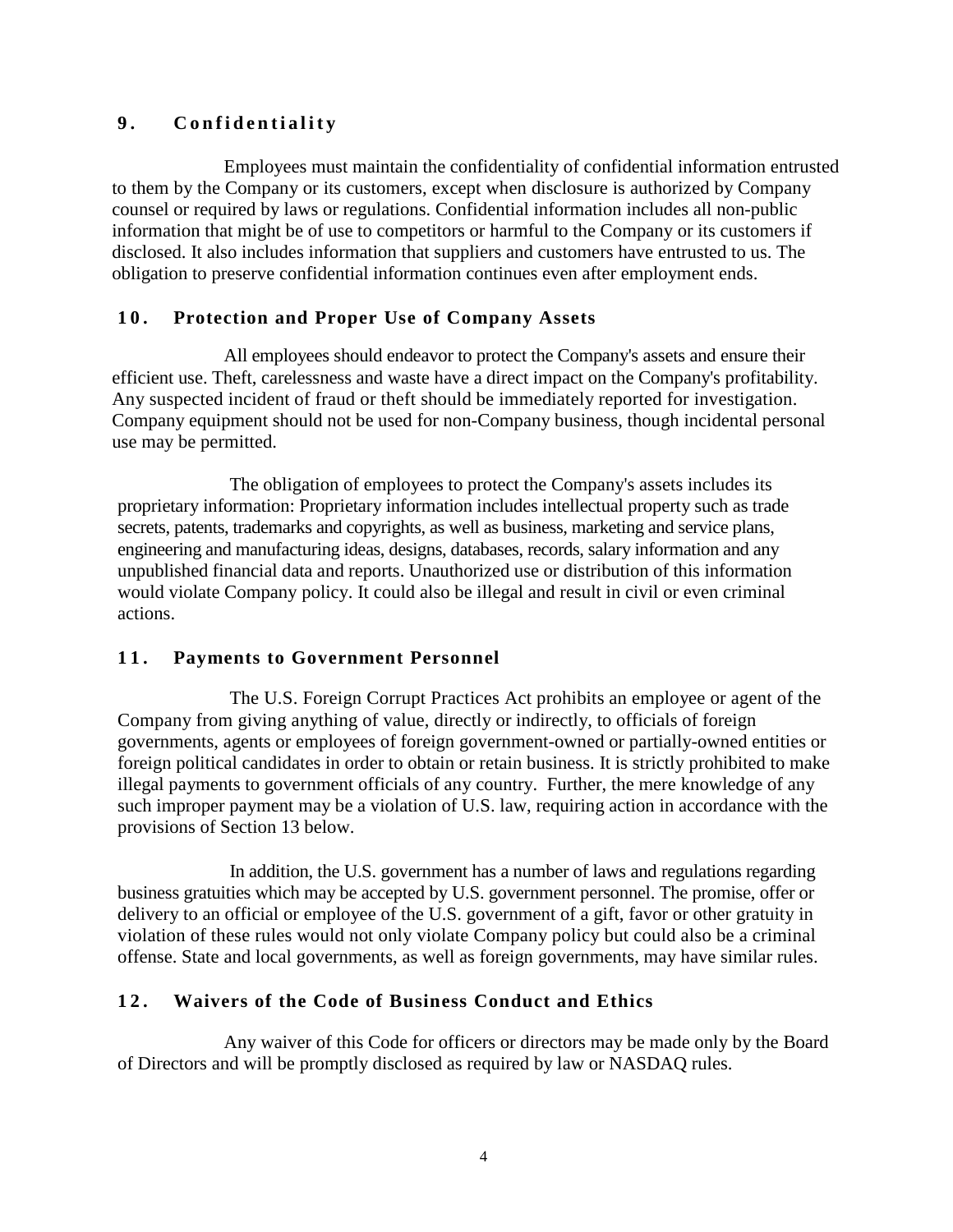## 9. Confidentiality

Employees must maintain the confidentiality of confidential information entrusted to them by the Company or its customers, except when disclosure is authorized by Company counsel or required by laws or regulations. Confidential information includes all non-public information that might be of use to competitors or harmful to the Company or its customers if disclosed. It also includes information that suppliers and customers have entrusted to us. The obligation to preserve confidential information continues even after employment ends.

## 10. Protection and Proper Use of Company Assets

All employees should endeavor to protect the Company's assets and ensure their efficient use. Theft, carelessness and waste have a direct impact on the Company's profitability. Any suspected incident of fraud or theft should be immediately reported for investigation. Company equipment should not be used for non-Company business, though incidental personal use may be permitted.

The obligation of employees to protect the Company's assets includes its proprietary information: Proprietary information includes intellectual property such as trade secrets, patents, trademarks and copyrights, as well as business, marketing and service plans, engineering and manufacturing ideas, designs, databases, records, salary information and any unpublished financial data and reports. Unauthorized use or distribution of this information would violate Company policy. It could also be illegal and result in civil or even criminal actions.

## 11. Payments to Government Personnel

The U.S. Foreign Corrupt Practices Act prohibits an employee or agent of the Company from giving anything of value, directly or indirectly, to officials of foreign governments, agents or employees of foreign government-owned or partially-owned entities or foreign political candidates in order to obtain or retain business. It is strictly prohibited to make illegal payments to government officials of any country. Further, the mere knowledge of any such improper payment may be a violation of U.S. law, requiring action in accordance with the provisions of Section 13 below.

In addition, the U.S. government has a number of laws and regulations regarding business gratuities which may be accepted by U.S. government personnel. The promise, offer or delivery to an official or employee of the U.S. government of a gift, favor or other gratuity in violation of these rules would not only violate Company policy but could also be a criminal offense. State and local governments, as well as foreign governments, may have similar rules.

## 12. Waivers of the Code of Business Conduct and Ethics

Any waiver of this Code for officers or directors may be made only by the Board of Directors and will be promptly disclosed as required by law or NASDAQ rules.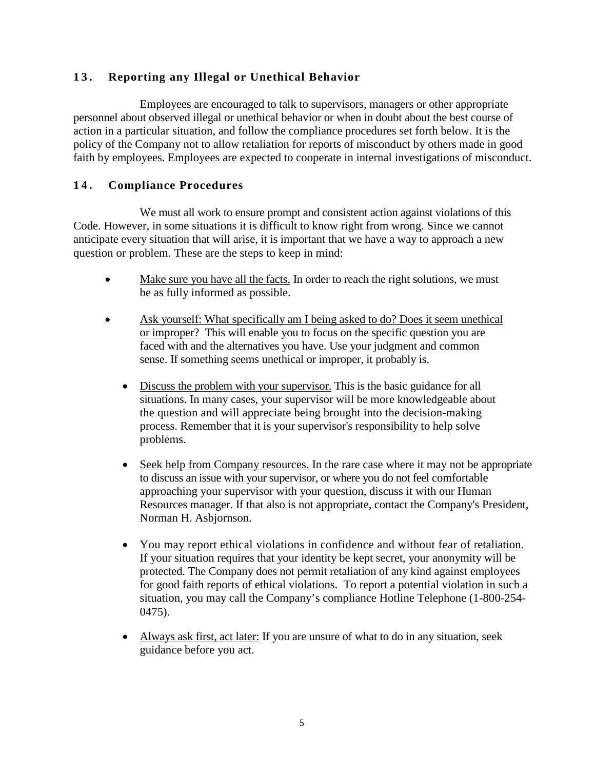## 13. Reporting any Illegal or Unethical Behavior

Employees are encouraged to talk to supervisors, managers or other appropriate personnel about observed illegal or unethical behavior or when in doubt about the best course of action in a particular situation, and follow the compliance procedures set forth below. It is the policy of the Company not to allow retaliation for reports of misconduct by others made in good faith by employees. Employees are expected to cooperate in internal investigations of misconduct.

## 14. Compliance Procedures

We must all work to ensure prompt and consistent action against violations of this Code. However, in some situations it is difficult to know right from wrong. Since we cannot anticipate every situation that will arise, it is important that we have a way to approach a new question or problem. These are the steps to keep in mind:

- Make sure you have all the facts. In order to reach the right solutions, we must be as fully informed as possible.

- Ask yourself: What specifically am I being asked to do? Does it seem unethical or improper? This will enable you to focus on the specific question you are faced with and the alternatives you have. Use your judgment and common sense. If something seems unethical or improper, it probably is.

- Discuss the problem with your supervisor. This is the basic guidance for all situations. In many cases, your supervisor will be more knowledgeable about the question and will appreciate being brought into the decision-making process. Remember that it is your supervisor's responsibility to help solve problems.

- Seek help from Company resources. In the rare case where it may not be appropriate to discuss an issue with your supervisor, or where you do not feel comfortable approaching your supervisor with your question, discuss it with our Human Resources manager. If that also is not appropriate, contact the Company's President, Norman H. Asbjornson.

- You may report ethical violations in confidence and without fear of retaliation. If your situation requires that your identity be kept secret, your anonymity will be protected. The Company does not permit retaliation of any kind against employees for good faith reports of ethical violations. To report a potential violation in such a situation, you may call the Company's compliance Hotline Telephone (1-800-254-0475).

- Always ask first, act later: If you are unsure of what to do in any situation, seek guidance before you act.